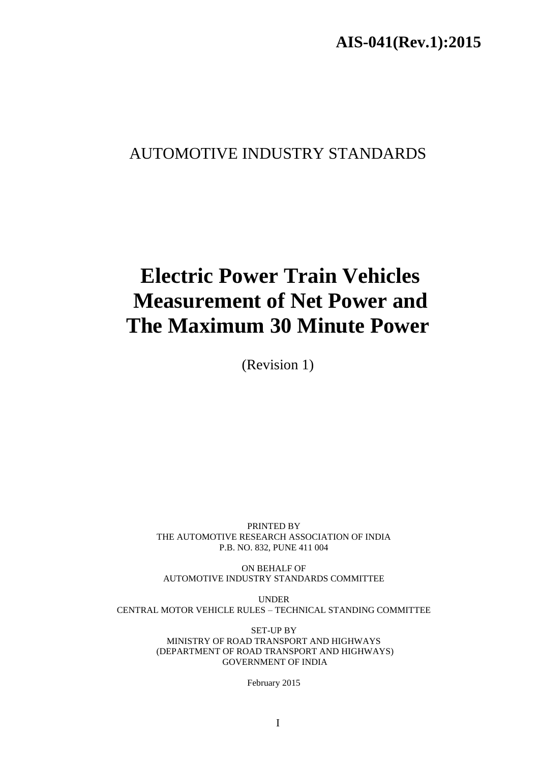**AIS-041(Rev.1):2015**

AUTOMOTIVE INDUSTRY STANDARDS

# Electric Power Train Vehicles Measurement of Net Power and The Maximum 30 Minute Power

(Revision 1)

PRINTED BY
THE AUTOMOTIVE RESEARCH ASSOCIATION OF INDIA
P.B. NO. 832, PUNE 411 004

ON BEHALF OF
AUTOMOTIVE INDUSTRY STANDARDS COMMITTEE

UNDER
CENTRAL MOTOR VEHICLE RULES – TECHNICAL STANDING COMMITTEE

SET-UP BY
MINISTRY OF ROAD TRANSPORT AND HIGHWAYS
(DEPARTMENT OF ROAD TRANSPORT AND HIGHWAYS)
GOVERNMENT OF INDIA

February 2015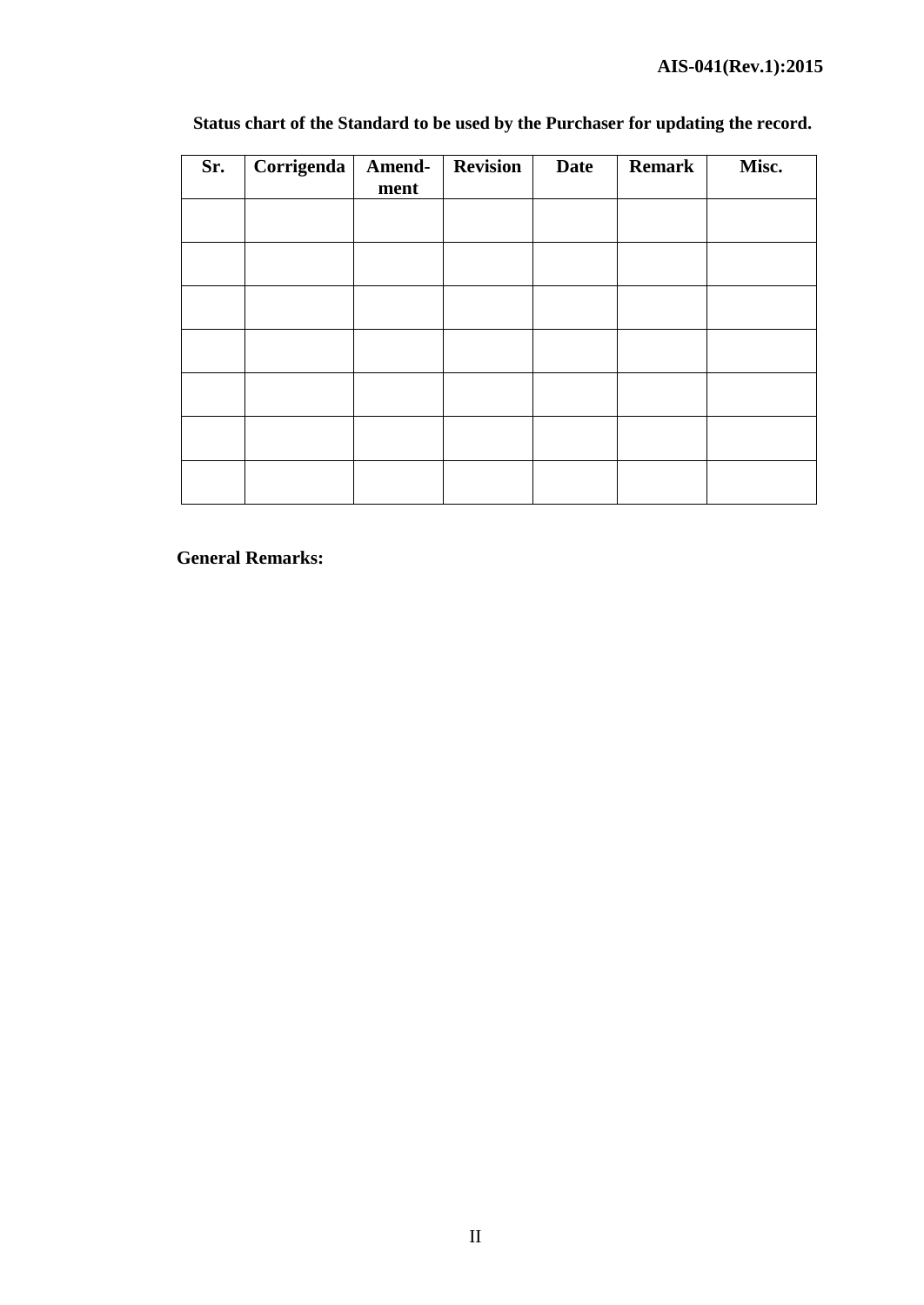**Status chart of the Standard to be used by the Purchaser for updating the record.**

| Sr. | Corrigenda | Amend-ment | Revision | Date | Remark | Misc. |
|---|---|---|---|---|---|---|
| | | | | | | |
| | | | | | | |
| | | | | | | |
| | | | | | | |
| | | | | | | |
| | | | | | | |
| | | | | | | |

**General Remarks:**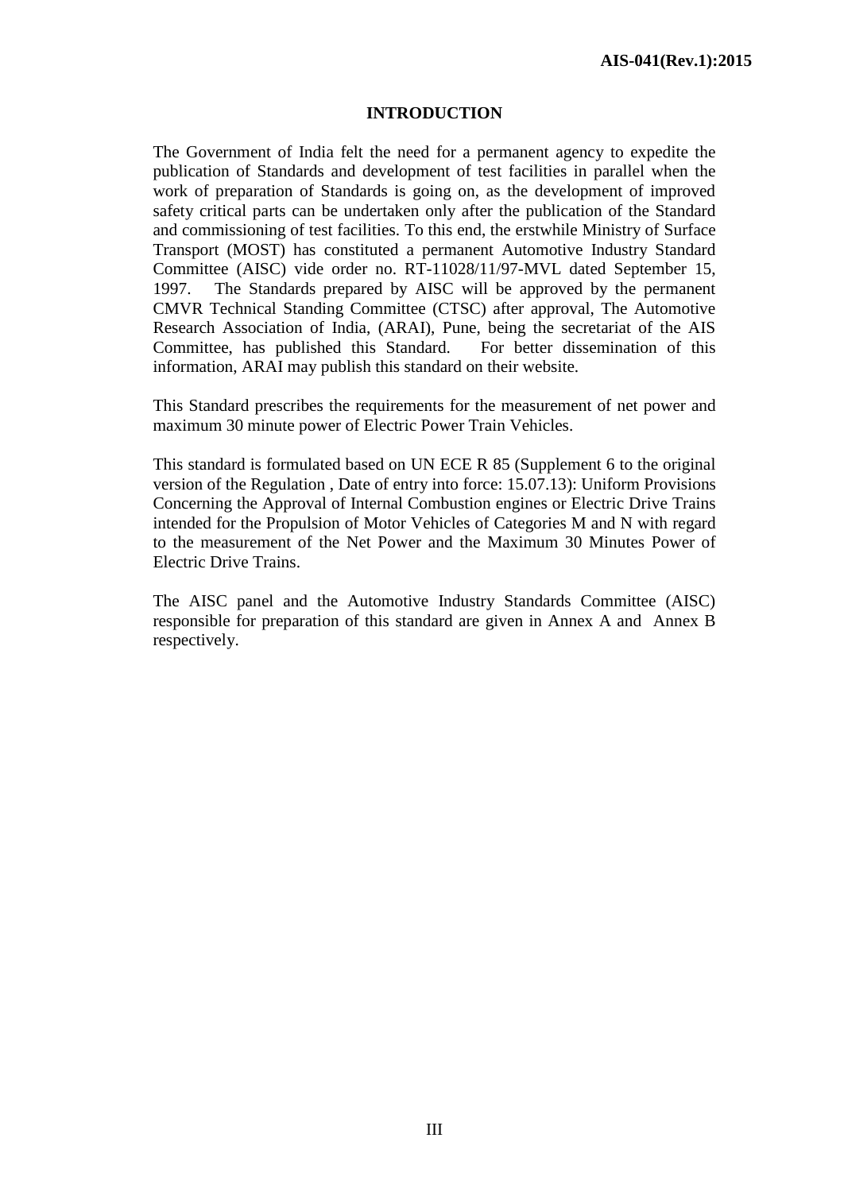## INTRODUCTION

The Government of India felt the need for a permanent agency to expedite the publication of Standards and development of test facilities in parallel when the work of preparation of Standards is going on, as the development of improved safety critical parts can be undertaken only after the publication of the Standard and commissioning of test facilities. To this end, the erstwhile Ministry of Surface Transport (MOST) has constituted a permanent Automotive Industry Standard Committee (AISC) vide order no. RT-11028/11/97-MVL dated September 15, 1997. The Standards prepared by AISC will be approved by the permanent CMVR Technical Standing Committee (CTSC) after approval, The Automotive Research Association of India, (ARAI), Pune, being the secretariat of the AIS Committee, has published this Standard. For better dissemination of this information, ARAI may publish this standard on their website.

This Standard prescribes the requirements for the measurement of net power and maximum 30 minute power of Electric Power Train Vehicles.

This standard is formulated based on UN ECE R 85 (Supplement 6 to the original version of the Regulation , Date of entry into force: 15.07.13): Uniform Provisions Concerning the Approval of Internal Combustion engines or Electric Drive Trains intended for the Propulsion of Motor Vehicles of Categories M and N with regard to the measurement of the Net Power and the Maximum 30 Minutes Power of Electric Drive Trains.

The AISC panel and the Automotive Industry Standards Committee (AISC) responsible for preparation of this standard are given in Annex A and Annex B respectively.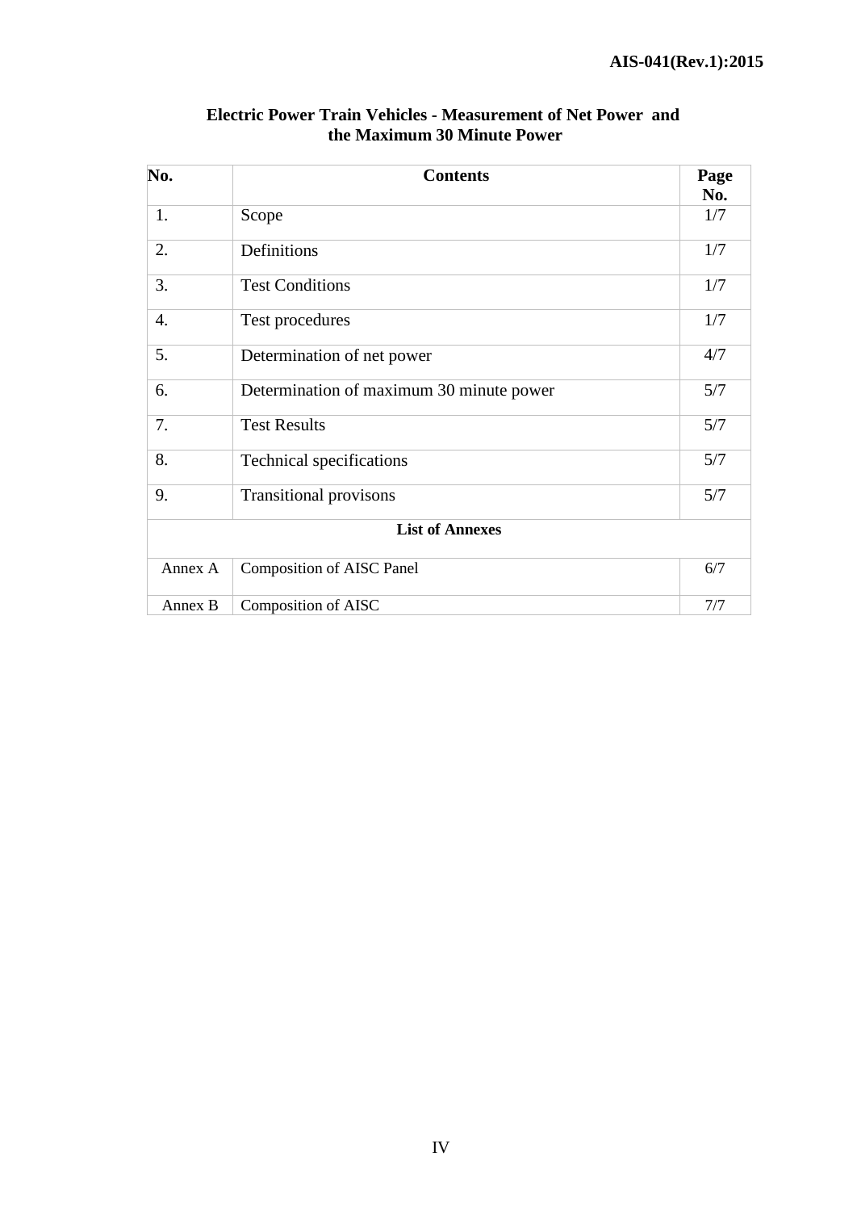## Electric Power Train Vehicles - Measurement of Net Power and the Maximum 30 Minute Power

| No. | Contents | Page No. |
|---|---|---|
| 1. | Scope | 1/7 |
| 2. | Definitions | 1/7 |
| 3. | Test Conditions | 1/7 |
| 4. | Test procedures | 1/7 |
| 5. | Determination of net power | 4/7 |
| 6. | Determination of maximum 30 minute power | 5/7 |
| 7. | Test Results | 5/7 |
| 8. | Technical specifications | 5/7 |
| 9. | Transitional provisons | 5/7 |
| | **List of Annexes** | |
| Annex A | Composition of AISC Panel | 6/7 |
| Annex B | Composition of AISC | 7/7 |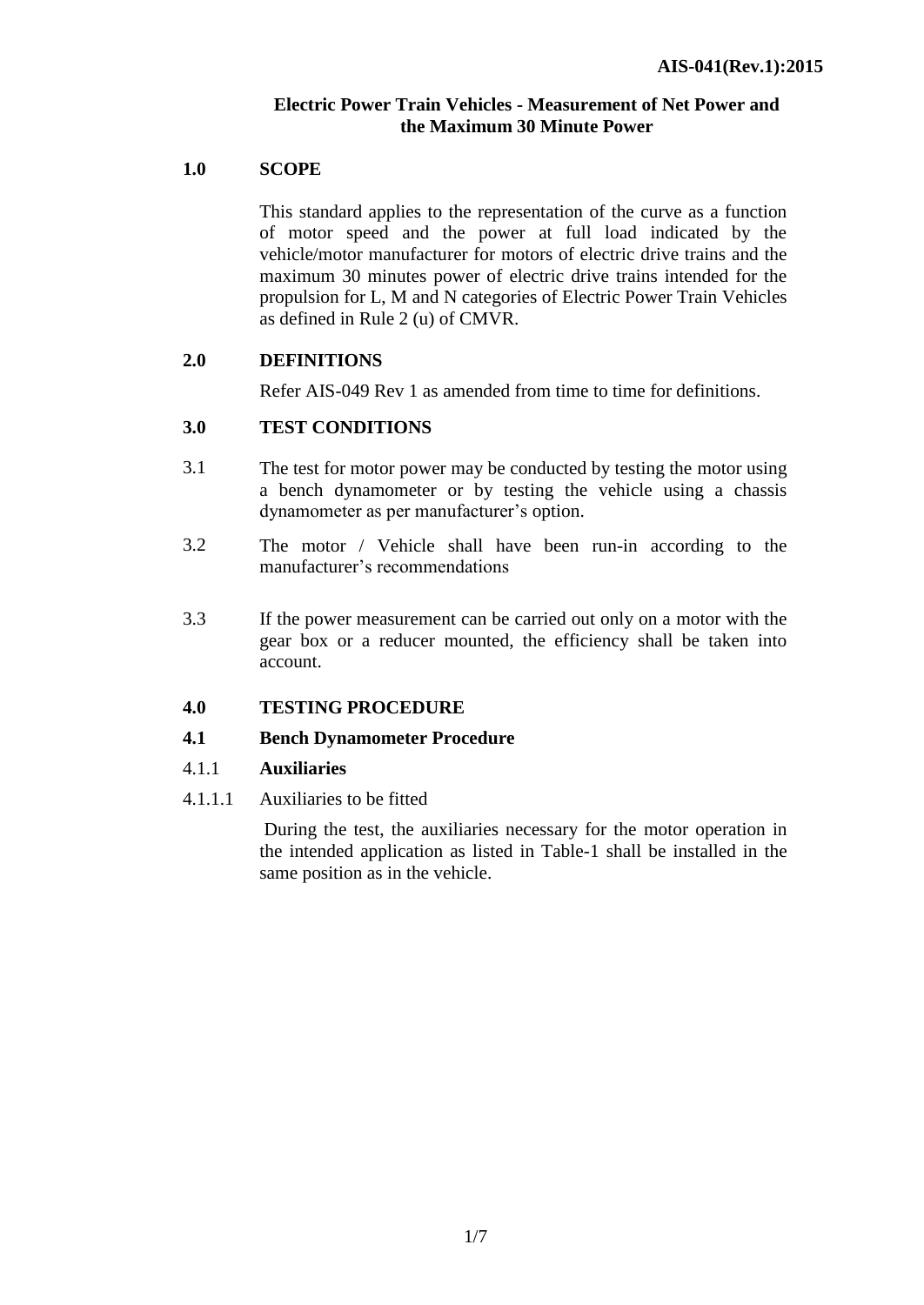**Electric Power Train Vehicles - Measurement of Net Power and the Maximum 30 Minute Power**

## 1.0 SCOPE

This standard applies to the representation of the curve as a function of motor speed and the power at full load indicated by the vehicle/motor manufacturer for motors of electric drive trains and the maximum 30 minutes power of electric drive trains intended for the propulsion for L, M and N categories of Electric Power Train Vehicles as defined in Rule 2 (u) of CMVR.

## 2.0 DEFINITIONS

Refer AIS-049 Rev 1 as amended from time to time for definitions.

## 3.0 TEST CONDITIONS

3.1 The test for motor power may be conducted by testing the motor using a bench dynamometer or by testing the vehicle using a chassis dynamometer as per manufacturer's option.

3.2 The motor / Vehicle shall have been run-in according to the manufacturer's recommendations

3.3 If the power measurement can be carried out only on a motor with the gear box or a reducer mounted, the efficiency shall be taken into account.

## 4.0 TESTING PROCEDURE

### 4.1 Bench Dynamometer Procedure

4.1.1 **Auxiliaries**

4.1.1.1 Auxiliaries to be fitted

During the test, the auxiliaries necessary for the motor operation in the intended application as listed in Table-1 shall be installed in the same position as in the vehicle.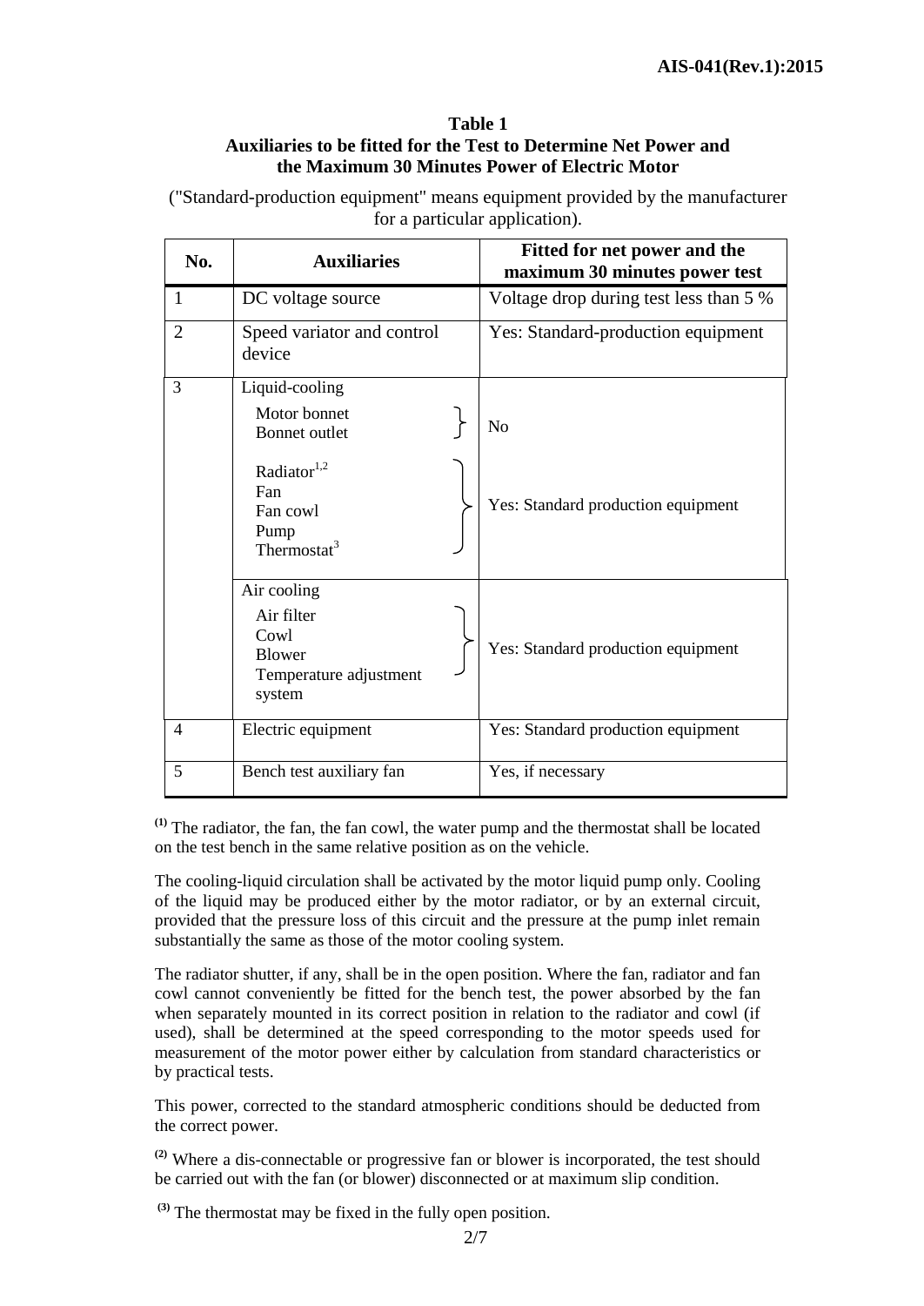**Table 1**
**Auxiliaries to be fitted for the Test to Determine Net Power and the Maximum 30 Minutes Power of Electric Motor**

("Standard-production equipment" means equipment provided by the manufacturer for a particular application).

| No. | Auxiliaries | Fitted for net power and the maximum 30 minutes power test |
|---|---|---|
| 1 | DC voltage source | Voltage drop during test less than 5 % |
| 2 | Speed variator and control device | Yes: Standard-production equipment |
| 3 | Liquid-cooling | |
| | Motor bonnet<br>Bonnet outlet | No |
| | Radiator[1,2]<br>Fan<br>Fan cowl<br>Pump<br>Thermostat[3] | Yes: Standard production equipment |
| | Air cooling | |
| | Air filter<br>Cowl<br>Blower<br>Temperature adjustment system | Yes: Standard production equipment |
| 4 | Electric equipment | Yes: Standard production equipment |
| 5 | Bench test auxiliary fan | Yes, if necessary |

[(1)] The radiator, the fan, the fan cowl, the water pump and the thermostat shall be located on the test bench in the same relative position as on the vehicle.

The cooling-liquid circulation shall be activated by the motor liquid pump only. Cooling of the liquid may be produced either by the motor radiator, or by an external circuit, provided that the pressure loss of this circuit and the pressure at the pump inlet remain substantially the same as those of the motor cooling system.

The radiator shutter, if any, shall be in the open position. Where the fan, radiator and fan cowl cannot conveniently be fitted for the bench test, the power absorbed by the fan when separately mounted in its correct position in relation to the radiator and cowl (if used), shall be determined at the speed corresponding to the motor speeds used for measurement of the motor power either by calculation from standard characteristics or by practical tests.

This power, corrected to the standard atmospheric conditions should be deducted from the correct power.

[(2)] Where a dis-connectable or progressive fan or blower is incorporated, the test should be carried out with the fan (or blower) disconnected or at maximum slip condition.

[(3)] The thermostat may be fixed in the fully open position.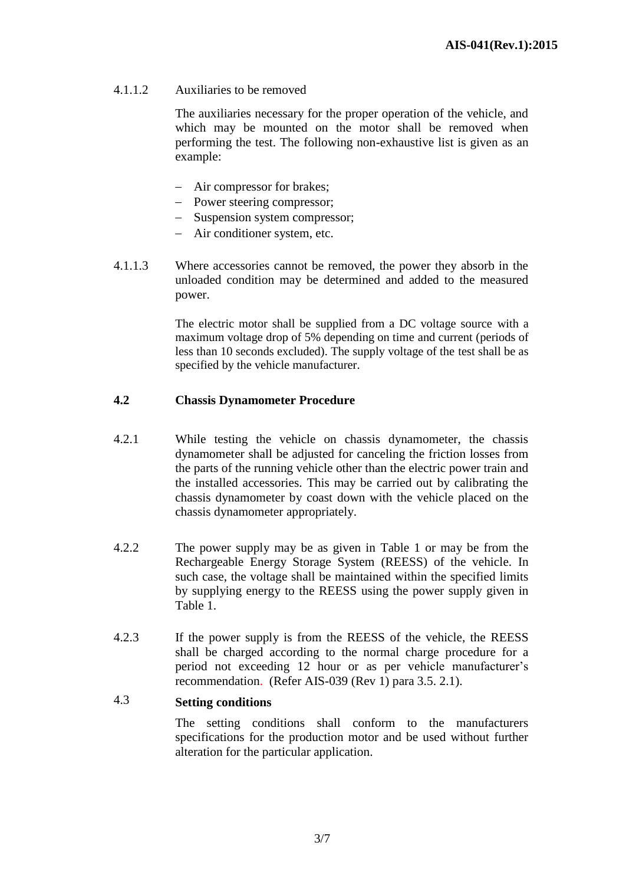4.1.1.2 Auxiliaries to be removed

The auxiliaries necessary for the proper operation of the vehicle, and which may be mounted on the motor shall be removed when performing the test. The following non-exhaustive list is given as an example:

- Air compressor for brakes;
- Power steering compressor;
- Suspension system compressor;
- Air conditioner system, etc.

4.1.1.3 Where accessories cannot be removed, the power they absorb in the unloaded condition may be determined and added to the measured power.

The electric motor shall be supplied from a DC voltage source with a maximum voltage drop of 5% depending on time and current (periods of less than 10 seconds excluded). The supply voltage of the test shall be as specified by the vehicle manufacturer.

**4.2 Chassis Dynamometer Procedure**

4.2.1 While testing the vehicle on chassis dynamometer, the chassis dynamometer shall be adjusted for canceling the friction losses from the parts of the running vehicle other than the electric power train and the installed accessories. This may be carried out by calibrating the chassis dynamometer by coast down with the vehicle placed on the chassis dynamometer appropriately.

4.2.2 The power supply may be as given in Table 1 or may be from the Rechargeable Energy Storage System (REESS) of the vehicle. In such case, the voltage shall be maintained within the specified limits by supplying energy to the REESS using the power supply given in Table 1.

4.2.3 If the power supply is from the REESS of the vehicle, the REESS shall be charged according to the normal charge procedure for a period not exceeding 12 hour or as per vehicle manufacturer's recommendation. (Refer AIS-039 (Rev 1) para 3.5. 2.1).

4.3 **Setting conditions**

The setting conditions shall conform to the manufacturers specifications for the production motor and be used without further alteration for the particular application.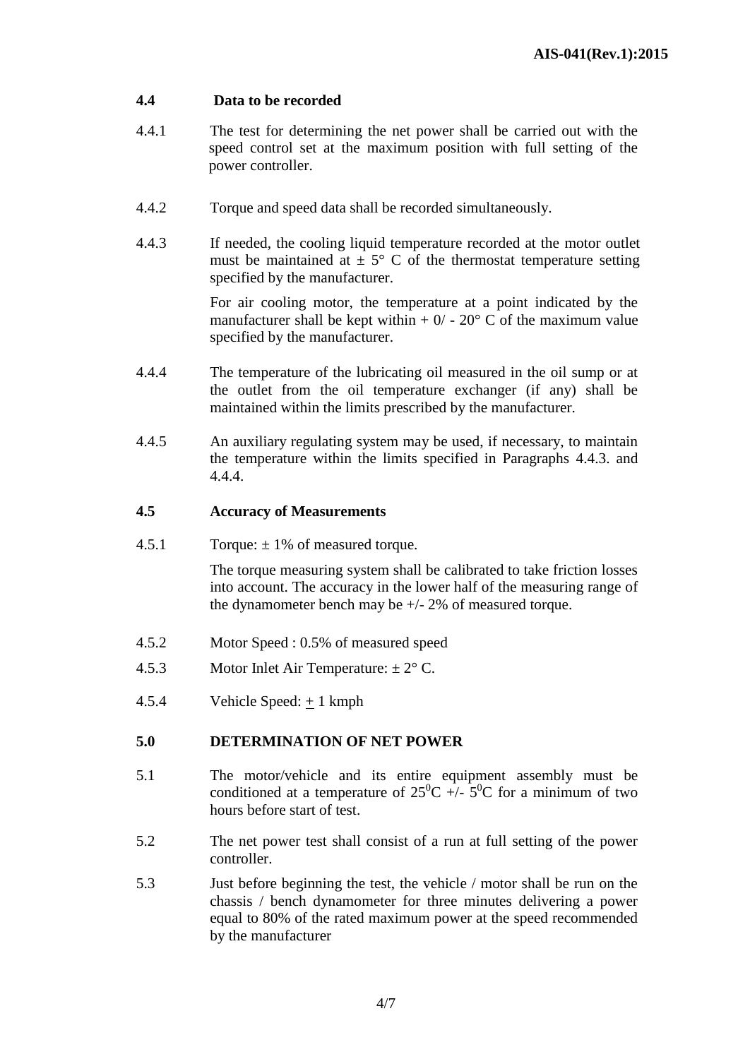### 4.4 Data to be recorded

4.4.1 The test for determining the net power shall be carried out with the speed control set at the maximum position with full setting of the power controller.

4.4.2 Torque and speed data shall be recorded simultaneously.

4.4.3 If needed, the cooling liquid temperature recorded at the motor outlet must be maintained at ± 5° C of the thermostat temperature setting specified by the manufacturer.

For air cooling motor, the temperature at a point indicated by the manufacturer shall be kept within + 0/ - 20° C of the maximum value specified by the manufacturer.

4.4.4 The temperature of the lubricating oil measured in the oil sump or at the outlet from the oil temperature exchanger (if any) shall be maintained within the limits prescribed by the manufacturer.

4.4.5 An auxiliary regulating system may be used, if necessary, to maintain the temperature within the limits specified in Paragraphs 4.4.3. and 4.4.4.

### 4.5 Accuracy of Measurements

4.5.1 Torque: ± 1% of measured torque.

The torque measuring system shall be calibrated to take friction losses into account. The accuracy in the lower half of the measuring range of the dynamometer bench may be +/- 2% of measured torque.

4.5.2 Motor Speed : 0.5% of measured speed

4.5.3 Motor Inlet Air Temperature: ± 2° C.

4.5.4 Vehicle Speed: ± 1 kmph

## 5.0 DETERMINATION OF NET POWER

5.1 The motor/vehicle and its entire equipment assembly must be conditioned at a temperature of $25^0$C +/- $5^0$C for a minimum of two hours before start of test.

5.2 The net power test shall consist of a run at full setting of the power controller.

5.3 Just before beginning the test, the vehicle / motor shall be run on the chassis / bench dynamometer for three minutes delivering a power equal to 80% of the rated maximum power at the speed recommended by the manufacturer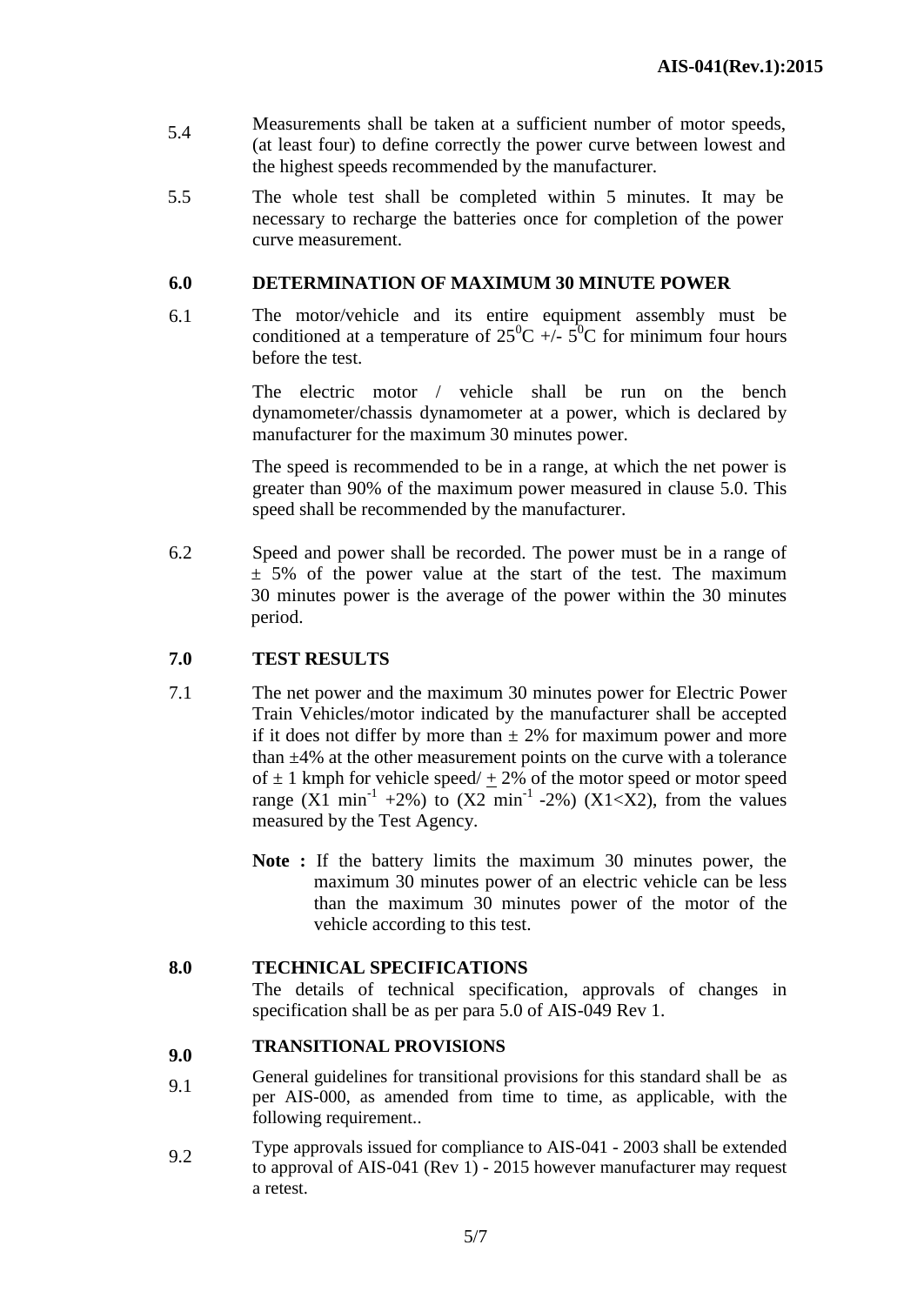5.4 Measurements shall be taken at a sufficient number of motor speeds, (at least four) to define correctly the power curve between lowest and the highest speeds recommended by the manufacturer.

5.5 The whole test shall be completed within 5 minutes. It may be necessary to recharge the batteries once for completion of the power curve measurement.

## 6.0 DETERMINATION OF MAXIMUM 30 MINUTE POWER

6.1 The motor/vehicle and its entire equipment assembly must be conditioned at a temperature of $25^0C$ +/- $5^0C$ for minimum four hours before the test.

The electric motor / vehicle shall be run on the bench dynamometer/chassis dynamometer at a power, which is declared by manufacturer for the maximum 30 minutes power.

The speed is recommended to be in a range, at which the net power is greater than 90% of the maximum power measured in clause 5.0. This speed shall be recommended by the manufacturer.

6.2 Speed and power shall be recorded. The power must be in a range of ± 5% of the power value at the start of the test. The maximum 30 minutes power is the average of the power within the 30 minutes period.

## 7.0 TEST RESULTS

7.1 The net power and the maximum 30 minutes power for Electric Power Train Vehicles/motor indicated by the manufacturer shall be accepted if it does not differ by more than ± 2% for maximum power and more than ±4% at the other measurement points on the curve with a tolerance of ± 1 kmph for vehicle speed/ ± 2% of the motor speed or motor speed range (X1 $min^{-1}$ +2%) to (X2 $min^{-1}$ -2%) (X1<X2), from the values measured by the Test Agency.

**Note :** If the battery limits the maximum 30 minutes power, the maximum 30 minutes power of an electric vehicle can be less than the maximum 30 minutes power of the motor of the vehicle according to this test.

## 8.0 TECHNICAL SPECIFICATIONS

The details of technical specification, approvals of changes in specification shall be as per para 5.0 of AIS-049 Rev 1.

## 9.0 TRANSITIONAL PROVISIONS

9.1 General guidelines for transitional provisions for this standard shall be as per AIS-000, as amended from time to time, as applicable, with the following requirement..

9.2 Type approvals issued for compliance to AIS-041 - 2003 shall be extended to approval of AIS-041 (Rev 1) - 2015 however manufacturer may request a retest.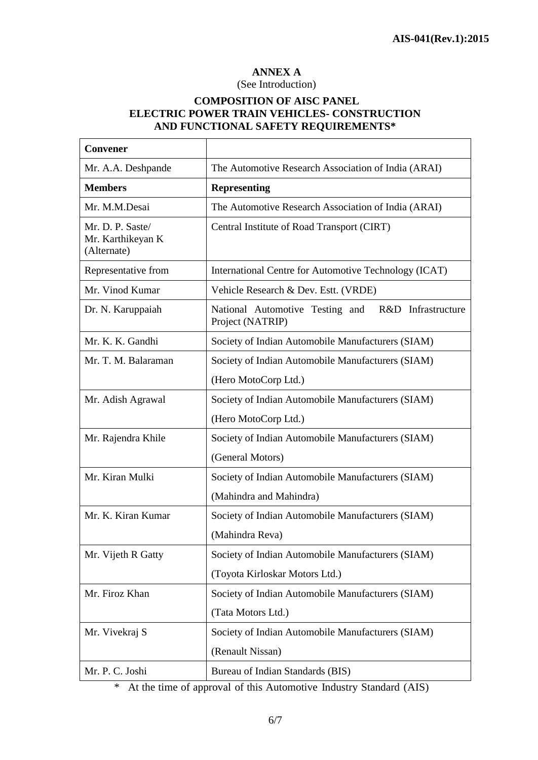**ANNEX A**

(See Introduction)

**COMPOSITION OF AISC PANEL**
**ELECTRIC POWER TRAIN VEHICLES- CONSTRUCTION AND FUNCTIONAL SAFETY REQUIREMENTS***

| **Convener** | |
|---|---|
| Mr. A.A. Deshpande | The Automotive Research Association of India (ARAI) |
| **Members** | **Representing** |
| Mr. M.M.Desai | The Automotive Research Association of India (ARAI) |
| Mr. D. P. Saste/ Mr. Karthikeyan K (Alternate) | Central Institute of Road Transport (CIRT) |
| Representative from | International Centre for Automotive Technology (ICAT) |
| Mr. Vinod Kumar | Vehicle Research & Dev. Estt. (VRDE) |
| Dr. N. Karuppaiah | National Automotive Testing and R&D Infrastructure Project (NATRIP) |
| Mr. K. K. Gandhi | Society of Indian Automobile Manufacturers (SIAM) |
| Mr. T. M. Balaraman | Society of Indian Automobile Manufacturers (SIAM) (Hero MotoCorp Ltd.) |
| Mr. Adish Agrawal | Society of Indian Automobile Manufacturers (SIAM) (Hero MotoCorp Ltd.) |
| Mr. Rajendra Khile | Society of Indian Automobile Manufacturers (SIAM) (General Motors) |
| Mr. Kiran Mulki | Society of Indian Automobile Manufacturers (SIAM) (Mahindra and Mahindra) |
| Mr. K. Kiran Kumar | Society of Indian Automobile Manufacturers (SIAM) (Mahindra Reva) |
| Mr. Vijeth R Gatty | Society of Indian Automobile Manufacturers (SIAM) (Toyota Kirloskar Motors Ltd.) |
| Mr. Firoz Khan | Society of Indian Automobile Manufacturers (SIAM) (Tata Motors Ltd.) |
| Mr. Vivekraj S | Society of Indian Automobile Manufacturers (SIAM) (Renault Nissan) |
| Mr. P. C. Joshi | Bureau of Indian Standards (BIS) |

* At the time of approval of this Automotive Industry Standard (AIS)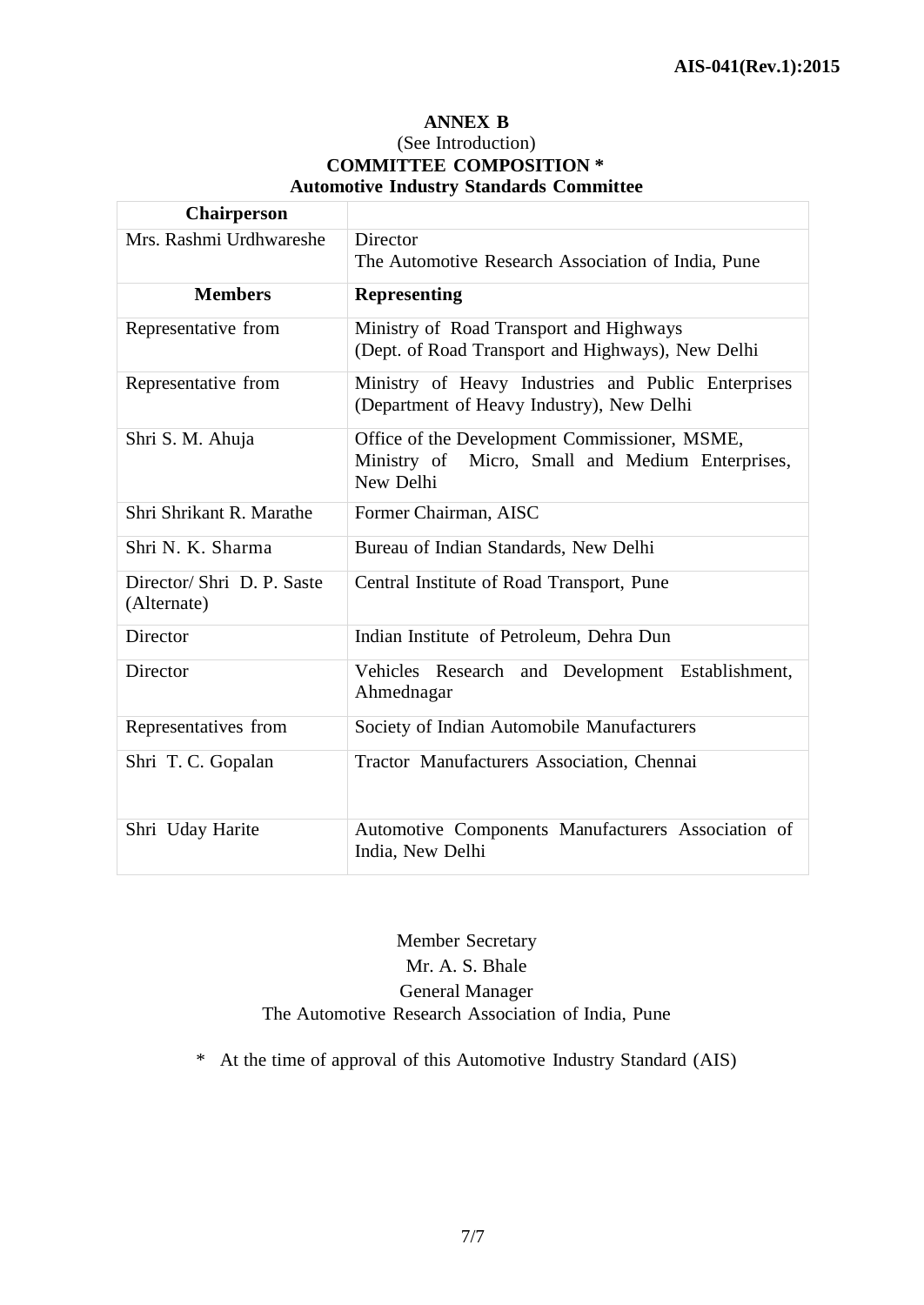## ANNEX B

(See Introduction)

**COMMITTEE COMPOSITION ***

**Automotive Industry Standards Committee**

| **Chairperson** | |
|---|---|
| Mrs. Rashmi Urdhwareshe | Director<br>The Automotive Research Association of India, Pune |
| **Members** | **Representing** |
| Representative from | Ministry of Road Transport and Highways<br>(Dept. of Road Transport and Highways), New Delhi |
| Representative from | Ministry of Heavy Industries and Public Enterprises (Department of Heavy Industry), New Delhi |
| Shri S. M. Ahuja | Office of the Development Commissioner, MSME, Ministry of Micro, Small and Medium Enterprises, New Delhi |
| Shri Shrikant R. Marathe | Former Chairman, AISC |
| Shri N. K. Sharma | Bureau of Indian Standards, New Delhi |
| Director/ Shri D. P. Saste (Alternate) | Central Institute of Road Transport, Pune |
| Director | Indian Institute of Petroleum, Dehra Dun |
| Director | Vehicles Research and Development Establishment, Ahmednagar |
| Representatives from | Society of Indian Automobile Manufacturers |
| Shri T. C. Gopalan | Tractor Manufacturers Association, Chennai |
| Shri Uday Harite | Automotive Components Manufacturers Association of India, New Delhi |

Member Secretary
Mr. A. S. Bhale
General Manager
The Automotive Research Association of India, Pune

\* At the time of approval of this Automotive Industry Standard (AIS)